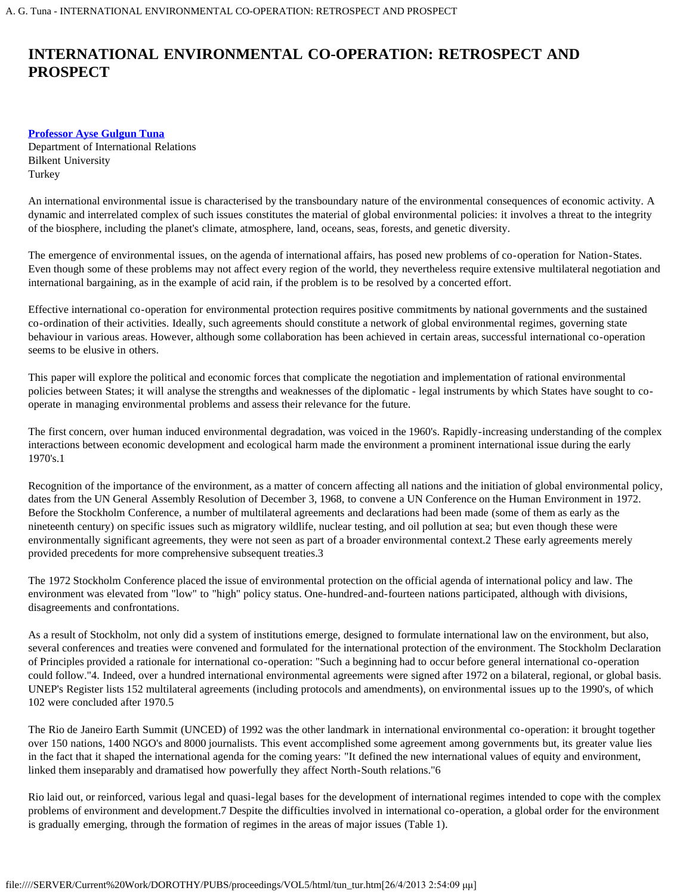# INTERNATIONAL ENVIRONMENTAL CO-OPERATION: RETROSPECT AND PROSPECT

**Professor Ayse Gulgun Tuna**
Department of International Relations
Bilkent University
Turkey

An international environmental issue is characterised by the transboundary nature of the environmental consequences of economic activity. A dynamic and interrelated complex of such issues constitutes the material of global environmental policies: it involves a threat to the integrity of the biosphere, including the planet's climate, atmosphere, land, oceans, seas, forests, and genetic diversity.

The emergence of environmental issues, on the agenda of international affairs, has posed new problems of co-operation for Nation-States. Even though some of these problems may not affect every region of the world, they nevertheless require extensive multilateral negotiation and international bargaining, as in the example of acid rain, if the problem is to be resolved by a concerted effort.

Effective international co-operation for environmental protection requires positive commitments by national governments and the sustained co-ordination of their activities. Ideally, such agreements should constitute a network of global environmental regimes, governing state behaviour in various areas. However, although some collaboration has been achieved in certain areas, successful international co-operation seems to be elusive in others.

This paper will explore the political and economic forces that complicate the negotiation and implementation of rational environmental policies between States; it will analyse the strengths and weaknesses of the diplomatic - legal instruments by which States have sought to co-operate in managing environmental problems and assess their relevance for the future.

The first concern, over human induced environmental degradation, was voiced in the 1960's. Rapidly-increasing understanding of the complex interactions between economic development and ecological harm made the environment a prominent international issue during the early 1970's.1

Recognition of the importance of the environment, as a matter of concern affecting all nations and the initiation of global environmental policy, dates from the UN General Assembly Resolution of December 3, 1968, to convene a UN Conference on the Human Environment in 1972. Before the Stockholm Conference, a number of multilateral agreements and declarations had been made (some of them as early as the nineteenth century) on specific issues such as migratory wildlife, nuclear testing, and oil pollution at sea; but even though these were environmentally significant agreements, they were not seen as part of a broader environmental context.2 These early agreements merely provided precedents for more comprehensive subsequent treaties.3

The 1972 Stockholm Conference placed the issue of environmental protection on the official agenda of international policy and law. The environment was elevated from "low" to "high" policy status. One-hundred-and-fourteen nations participated, although with divisions, disagreements and confrontations.

As a result of Stockholm, not only did a system of institutions emerge, designed to formulate international law on the environment, but also, several conferences and treaties were convened and formulated for the international protection of the environment. The Stockholm Declaration of Principles provided a rationale for international co-operation: "Such a beginning had to occur before general international co-operation could follow."4. Indeed, over a hundred international environmental agreements were signed after 1972 on a bilateral, regional, or global basis. UNEP's Register lists 152 multilateral agreements (including protocols and amendments), on environmental issues up to the 1990's, of which 102 were concluded after 1970.5

The Rio de Janeiro Earth Summit (UNCED) of 1992 was the other landmark in international environmental co-operation: it brought together over 150 nations, 1400 NGO's and 8000 journalists. This event accomplished some agreement among governments but, its greater value lies in the fact that it shaped the international agenda for the coming years: "It defined the new international values of equity and environment, linked them inseparably and dramatised how powerfully they affect North-South relations."6

Rio laid out, or reinforced, various legal and quasi-legal bases for the development of international regimes intended to cope with the complex problems of environment and development.7 Despite the difficulties involved in international co-operation, a global order for the environment is gradually emerging, through the formation of regimes in the areas of major issues (Table 1).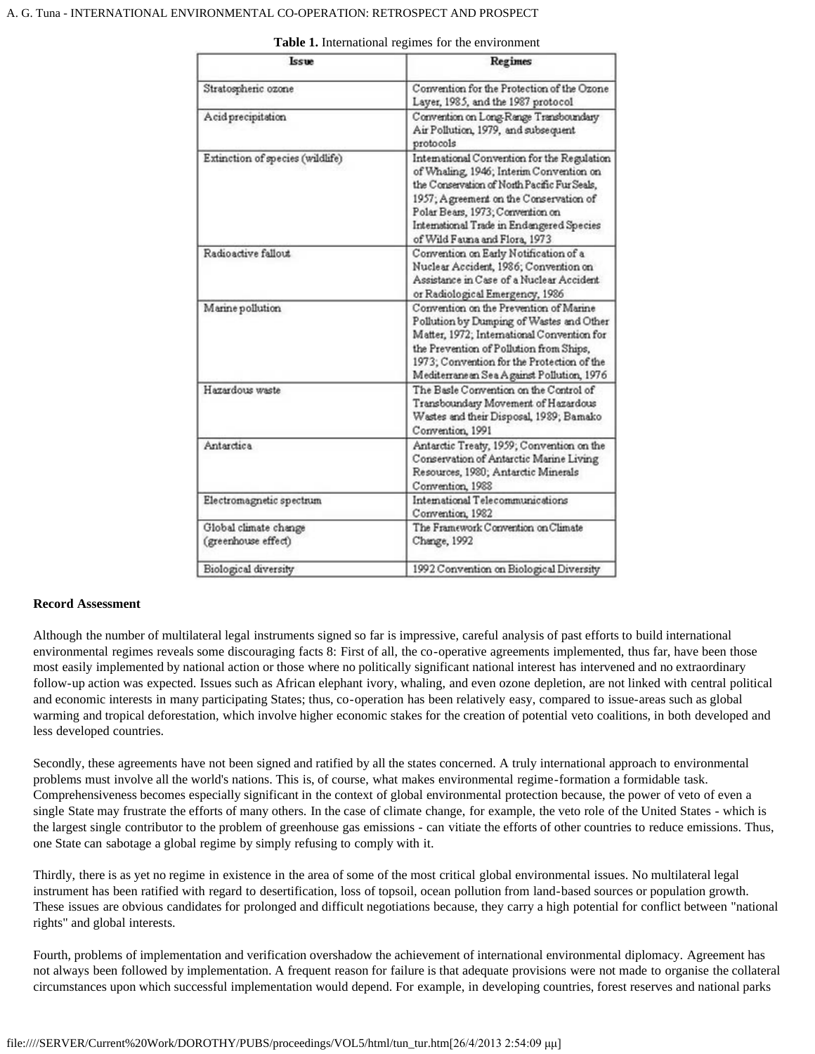**Table 1.** International regimes for the environment

| Issue | Regimes |
| --- | --- |
| Stratospheric ozone | Convention for the Protection of the Ozone Layer, 1985, and the 1987 protocol |
| Acid precipitation | Convention on Long-Range Transboundary Air Pollution, 1979, and subsequent protocols |
| Extinction of species (wildlife) | International Convention for the Regulation of Whaling, 1946; Interim Convention on the Conservation of North Pacific Fur Seals, 1957; Agreement on the Conservation of Polar Bears, 1973; Convention on International Trade in Endangered Species of Wild Fauna and Flora, 1973 |
| Radioactive fallout | Convention on Early Notification of a Nuclear Accident, 1986; Convention on Assistance in Case of a Nuclear Accident or Radiological Emergency, 1986 |
| Marine pollution | Convention on the Prevention of Marine Pollution by Dumping of Wastes and Other Matter, 1972; International Convention for the Prevention of Pollution from Ships, 1973; Convention for the Protection of the Mediterranean Sea Against Pollution, 1976 |
| Hazardous waste | The Basle Convention on the Control of Transboundary Movement of Hazardous Wastes and their Disposal, 1989; Bamako Convention, 1991 |
| Antarctica | Antarctic Treaty, 1959; Convention on the Conservation of Antarctic Marine Living Resources, 1980; Antarctic Minerals Convention, 1988 |
| Electromagnetic spectrum | International Telecommunications Convention, 1982 |
| Global climate change (greenhouse effect) | The Framework Convention on Climate Change, 1992 |
| Biological diversity | 1992 Convention on Biological Diversity |

**Record Assessment**

Although the number of multilateral legal instruments signed so far is impressive, careful analysis of past efforts to build international environmental regimes reveals some discouraging facts 8: First of all, the co-operative agreements implemented, thus far, have been those most easily implemented by national action or those where no politically significant national interest has intervened and no extraordinary follow-up action was expected. Issues such as African elephant ivory, whaling, and even ozone depletion, are not linked with central political and economic interests in many participating States; thus, co-operation has been relatively easy, compared to issue-areas such as global warming and tropical deforestation, which involve higher economic stakes for the creation of potential veto coalitions, in both developed and less developed countries.

Secondly, these agreements have not been signed and ratified by all the states concerned. A truly international approach to environmental problems must involve all the world's nations. This is, of course, what makes environmental regime-formation a formidable task. Comprehensiveness becomes especially significant in the context of global environmental protection because, the power of veto of even a single State may frustrate the efforts of many others. In the case of climate change, for example, the veto role of the United States - which is the largest single contributor to the problem of greenhouse gas emissions - can vitiate the efforts of other countries to reduce emissions. Thus, one State can sabotage a global regime by simply refusing to comply with it.

Thirdly, there is as yet no regime in existence in the area of some of the most critical global environmental issues. No multilateral legal instrument has been ratified with regard to desertification, loss of topsoil, ocean pollution from land-based sources or population growth. These issues are obvious candidates for prolonged and difficult negotiations because, they carry a high potential for conflict between "national rights" and global interests.

Fourth, problems of implementation and verification overshadow the achievement of international environmental diplomacy. Agreement has not always been followed by implementation. A frequent reason for failure is that adequate provisions were not made to organise the collateral circumstances upon which successful implementation would depend. For example, in developing countries, forest reserves and national parks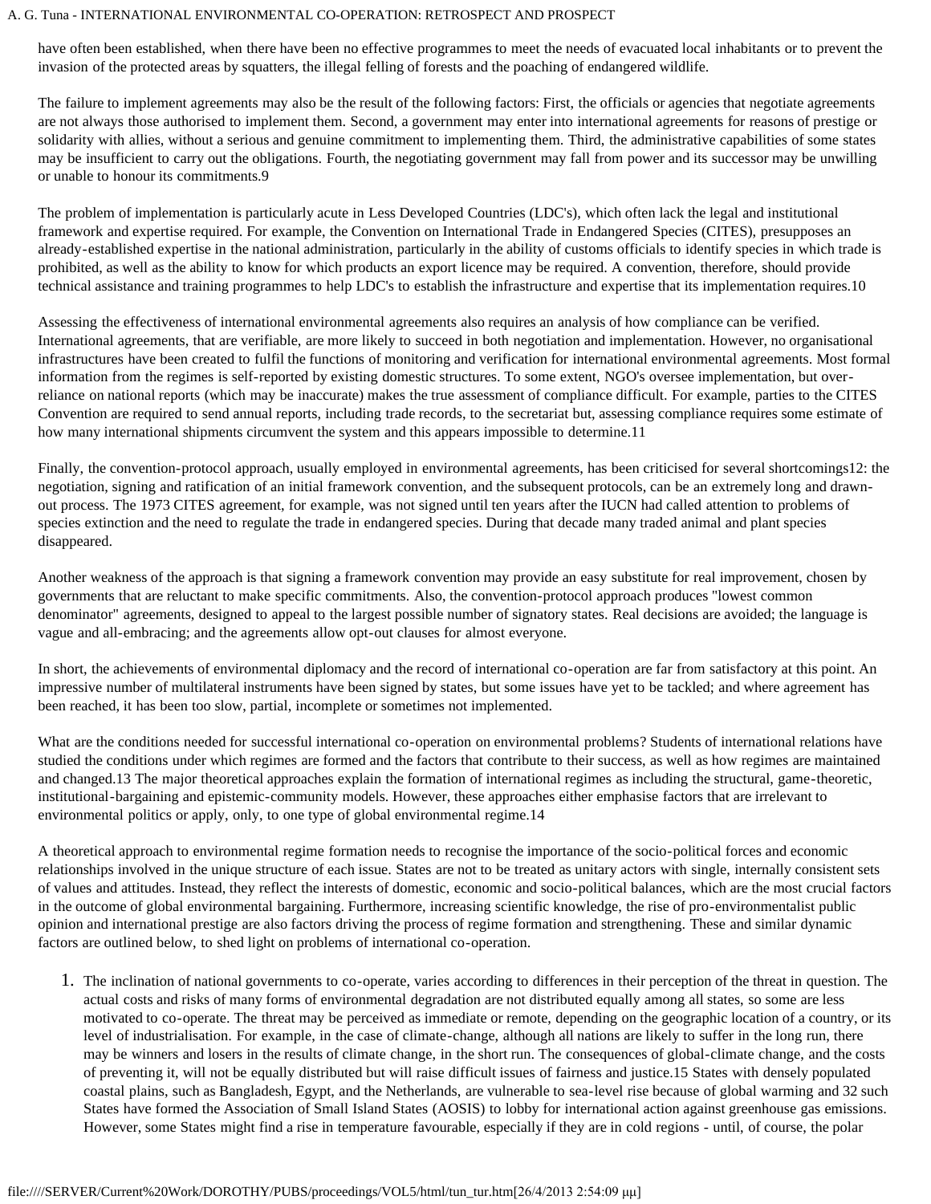have often been established, when there have been no effective programmes to meet the needs of evacuated local inhabitants or to prevent the invasion of the protected areas by squatters, the illegal felling of forests and the poaching of endangered wildlife.

The failure to implement agreements may also be the result of the following factors: First, the officials or agencies that negotiate agreements are not always those authorised to implement them. Second, a government may enter into international agreements for reasons of prestige or solidarity with allies, without a serious and genuine commitment to implementing them. Third, the administrative capabilities of some states may be insufficient to carry out the obligations. Fourth, the negotiating government may fall from power and its successor may be unwilling or unable to honour its commitments.[9]

The problem of implementation is particularly acute in Less Developed Countries (LDC's), which often lack the legal and institutional framework and expertise required. For example, the Convention on International Trade in Endangered Species (CITES), presupposes an already-established expertise in the national administration, particularly in the ability of customs officials to identify species in which trade is prohibited, as well as the ability to know for which products an export licence may be required. A convention, therefore, should provide technical assistance and training programmes to help LDC's to establish the infrastructure and expertise that its implementation requires.[10]

Assessing the effectiveness of international environmental agreements also requires an analysis of how compliance can be verified. International agreements, that are verifiable, are more likely to succeed in both negotiation and implementation. However, no organisational infrastructures have been created to fulfil the functions of monitoring and verification for international environmental agreements. Most formal information from the regimes is self-reported by existing domestic structures. To some extent, NGO's oversee implementation, but over-reliance on national reports (which may be inaccurate) makes the true assessment of compliance difficult. For example, parties to the CITES Convention are required to send annual reports, including trade records, to the secretariat but, assessing compliance requires some estimate of how many international shipments circumvent the system and this appears impossible to determine.[11]

Finally, the convention-protocol approach, usually employed in environmental agreements, has been criticised for several shortcomings[12]: the negotiation, signing and ratification of an initial framework convention, and the subsequent protocols, can be an extremely long and drawn-out process. The 1973 CITES agreement, for example, was not signed until ten years after the IUCN had called attention to problems of species extinction and the need to regulate the trade in endangered species. During that decade many traded animal and plant species disappeared.

Another weakness of the approach is that signing a framework convention may provide an easy substitute for real improvement, chosen by governments that are reluctant to make specific commitments. Also, the convention-protocol approach produces "lowest common denominator" agreements, designed to appeal to the largest possible number of signatory states. Real decisions are avoided; the language is vague and all-embracing; and the agreements allow opt-out clauses for almost everyone.

In short, the achievements of environmental diplomacy and the record of international co-operation are far from satisfactory at this point. An impressive number of multilateral instruments have been signed by states, but some issues have yet to be tackled; and where agreement has been reached, it has been too slow, partial, incomplete or sometimes not implemented.

What are the conditions needed for successful international co-operation on environmental problems? Students of international relations have studied the conditions under which regimes are formed and the factors that contribute to their success, as well as how regimes are maintained and changed.[13] The major theoretical approaches explain the formation of international regimes as including the structural, game-theoretic, institutional-bargaining and epistemic-community models. However, these approaches either emphasise factors that are irrelevant to environmental politics or apply, only, to one type of global environmental regime.[14]

A theoretical approach to environmental regime formation needs to recognise the importance of the socio-political forces and economic relationships involved in the unique structure of each issue. States are not to be treated as unitary actors with single, internally consistent sets of values and attitudes. Instead, they reflect the interests of domestic, economic and socio-political balances, which are the most crucial factors in the outcome of global environmental bargaining. Furthermore, increasing scientific knowledge, the rise of pro-environmentalist public opinion and international prestige are also factors driving the process of regime formation and strengthening. These and similar dynamic factors are outlined below, to shed light on problems of international co-operation.

1. The inclination of national governments to co-operate, varies according to differences in their perception of the threat in question. The actual costs and risks of many forms of environmental degradation are not distributed equally among all states, so some are less motivated to co-operate. The threat may be perceived as immediate or remote, depending on the geographic location of a country, or its level of industrialisation. For example, in the case of climate-change, although all nations are likely to suffer in the long run, there may be winners and losers in the results of climate change, in the short run. The consequences of global-climate change, and the costs of preventing it, will not be equally distributed but will raise difficult issues of fairness and justice.[15] States with densely populated coastal plains, such as Bangladesh, Egypt, and the Netherlands, are vulnerable to sea-level rise because of global warming and 32 such States have formed the Association of Small Island States (AOSIS) to lobby for international action against greenhouse gas emissions. However, some States might find a rise in temperature favourable, especially if they are in cold regions - until, of course, the polar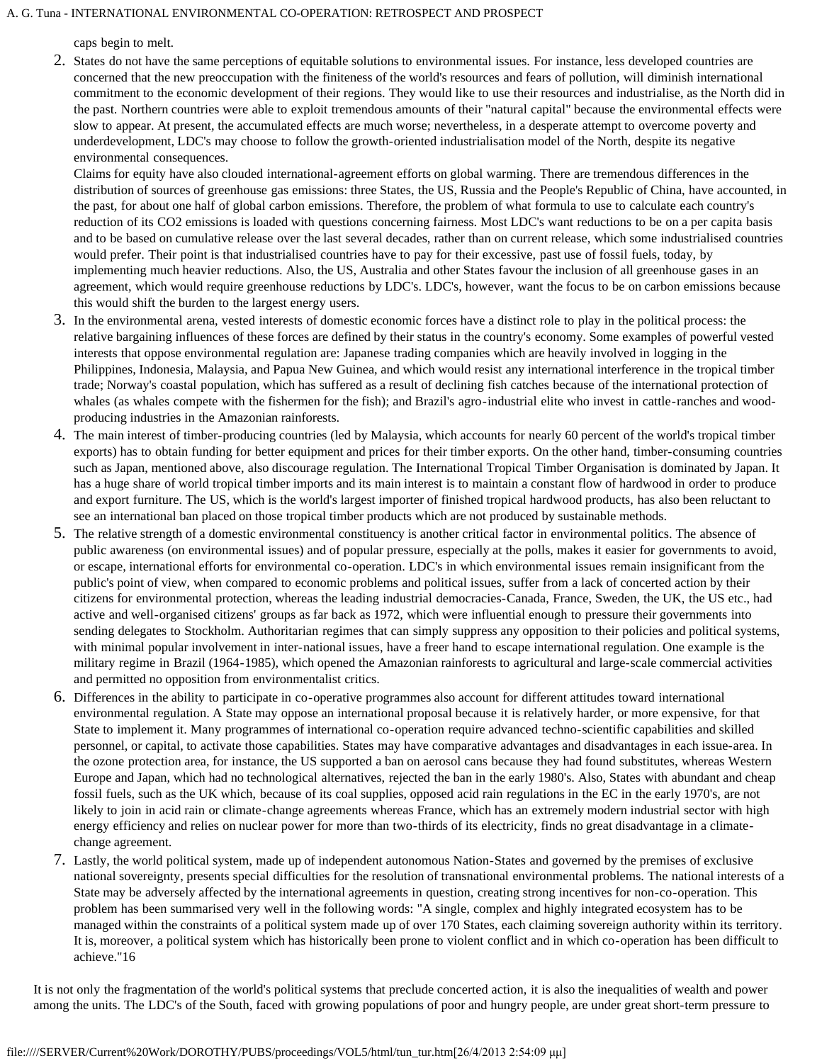caps begin to melt.

2. States do not have the same perceptions of equitable solutions to environmental issues. For instance, less developed countries are concerned that the new preoccupation with the finiteness of the world's resources and fears of pollution, will diminish international commitment to the economic development of their regions. They would like to use their resources and industrialise, as the North did in the past. Northern countries were able to exploit tremendous amounts of their "natural capital" because the environmental effects were slow to appear. At present, the accumulated effects are much worse; nevertheless, in a desperate attempt to overcome poverty and underdevelopment, LDC's may choose to follow the growth-oriented industrialisation model of the North, despite its negative environmental consequences.
   Claims for equity have also clouded international-agreement efforts on global warming. There are tremendous differences in the distribution of sources of greenhouse gas emissions: three States, the US, Russia and the People's Republic of China, have accounted, in the past, for about one half of global carbon emissions. Therefore, the problem of what formula to use to calculate each country's reduction of its $CO_2$ emissions is loaded with questions concerning fairness. Most LDC's want reductions to be on a per capita basis and to be based on cumulative release over the last several decades, rather than on current release, which some industrialised countries would prefer. Their point is that industrialised countries have to pay for their excessive, past use of fossil fuels, today, by implementing much heavier reductions. Also, the US, Australia and other States favour the inclusion of all greenhouse gases in an agreement, which would require greenhouse reductions by LDC's. LDC's, however, want the focus to be on carbon emissions because this would shift the burden to the largest energy users.
3. In the environmental arena, vested interests of domestic economic forces have a distinct role to play in the political process: the relative bargaining influences of these forces are defined by their status in the country's economy. Some examples of powerful vested interests that oppose environmental regulation are: Japanese trading companies which are heavily involved in logging in the Philippines, Indonesia, Malaysia, and Papua New Guinea, and which would resist any international interference in the tropical timber trade; Norway's coastal population, which has suffered as a result of declining fish catches because of the international protection of whales (as whales compete with the fishermen for the fish); and Brazil's agro-industrial elite who invest in cattle-ranches and wood-producing industries in the Amazonian rainforests.
4. The main interest of timber-producing countries (led by Malaysia, which accounts for nearly 60 percent of the world's tropical timber exports) has to obtain funding for better equipment and prices for their timber exports. On the other hand, timber-consuming countries such as Japan, mentioned above, also discourage regulation. The International Tropical Timber Organisation is dominated by Japan. It has a huge share of world tropical timber imports and its main interest is to maintain a constant flow of hardwood in order to produce and export furniture. The US, which is the world's largest importer of finished tropical hardwood products, has also been reluctant to see an international ban placed on those tropical timber products which are not produced by sustainable methods.
5. The relative strength of a domestic environmental constituency is another critical factor in environmental politics. The absence of public awareness (on environmental issues) and of popular pressure, especially at the polls, makes it easier for governments to avoid, or escape, international efforts for environmental co-operation. LDC's in which environmental issues remain insignificant from the public's point of view, when compared to economic problems and political issues, suffer from a lack of concerted action by their citizens for environmental protection, whereas the leading industrial democracies-Canada, France, Sweden, the UK, the US etc., had active and well-organised citizens' groups as far back as 1972, which were influential enough to pressure their governments into sending delegates to Stockholm. Authoritarian regimes that can simply suppress any opposition to their policies and political systems, with minimal popular involvement in inter-national issues, have a freer hand to escape international regulation. One example is the military regime in Brazil (1964-1985), which opened the Amazonian rainforests to agricultural and large-scale commercial activities and permitted no opposition from environmentalist critics.
6. Differences in the ability to participate in co-operative programmes also account for different attitudes toward international environmental regulation. A State may oppose an international proposal because it is relatively harder, or more expensive, for that State to implement it. Many programmes of international co-operation require advanced techno-scientific capabilities and skilled personnel, or capital, to activate those capabilities. States may have comparative advantages and disadvantages in each issue-area. In the ozone protection area, for instance, the US supported a ban on aerosol cans because they had found substitutes, whereas Western Europe and Japan, which had no technological alternatives, rejected the ban in the early 1980's. Also, States with abundant and cheap fossil fuels, such as the UK which, because of its coal supplies, opposed acid rain regulations in the EC in the early 1970's, are not likely to join in acid rain or climate-change agreements whereas France, which has an extremely modern industrial sector with high energy efficiency and relies on nuclear power for more than two-thirds of its electricity, finds no great disadvantage in a climate-change agreement.
7. Lastly, the world political system, made up of independent autonomous Nation-States and governed by the premises of exclusive national sovereignty, presents special difficulties for the resolution of transnational environmental problems. The national interests of a State may be adversely affected by the international agreements in question, creating strong incentives for non-co-operation. This problem has been summarised very well in the following words: "A single, complex and highly integrated ecosystem has to be managed within the constraints of a political system made up of over 170 States, each claiming sovereign authority within its territory. It is, moreover, a political system which has historically been prone to violent conflict and in which co-operation has been difficult to achieve."16

It is not only the fragmentation of the world's political systems that preclude concerted action, it is also the inequalities of wealth and power among the units. The LDC's of the South, faced with growing populations of poor and hungry people, are under great short-term pressure to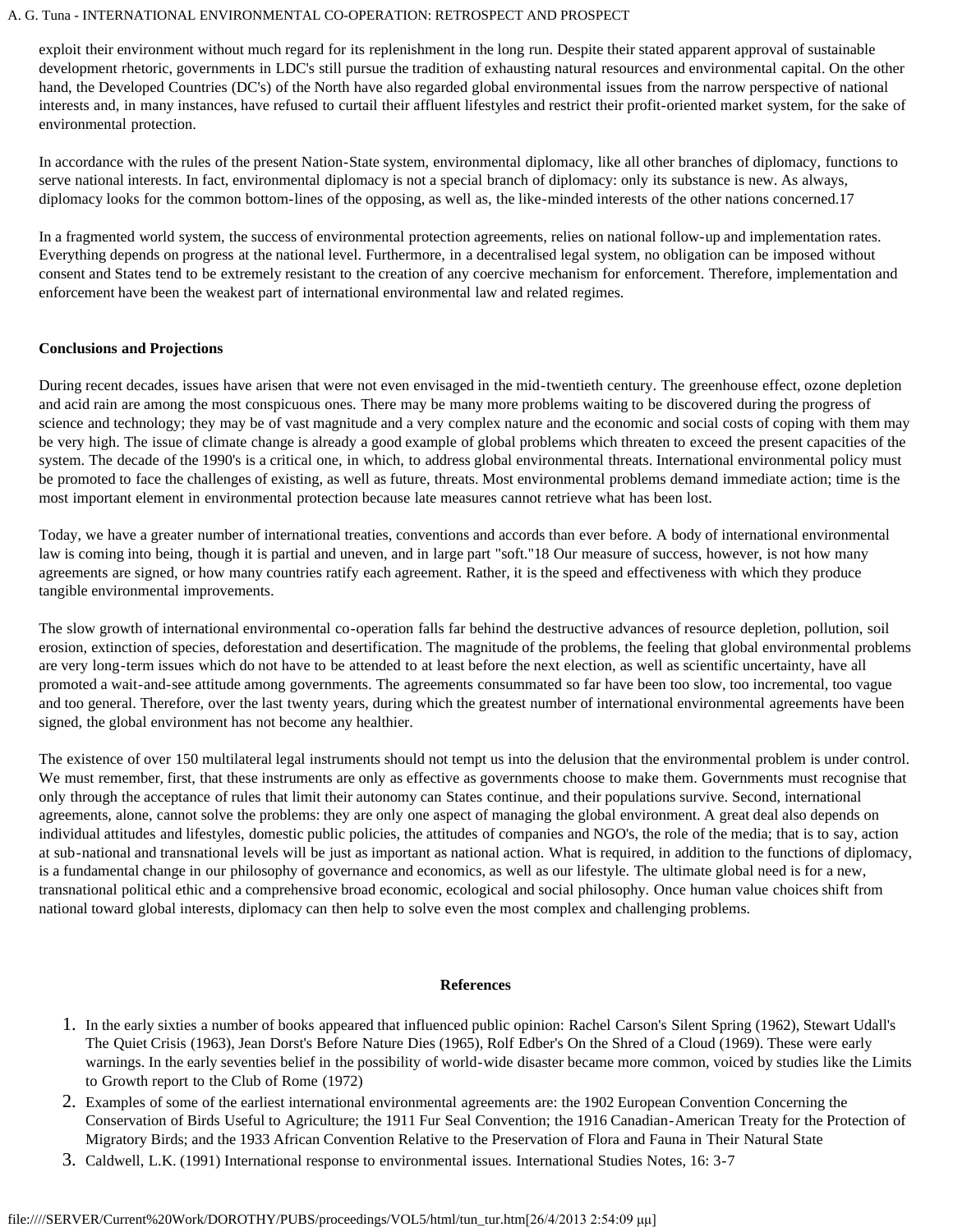exploit their environment without much regard for its replenishment in the long run. Despite their stated apparent approval of sustainable development rhetoric, governments in LDC's still pursue the tradition of exhausting natural resources and environmental capital. On the other hand, the Developed Countries (DC's) of the North have also regarded global environmental issues from the narrow perspective of national interests and, in many instances, have refused to curtail their affluent lifestyles and restrict their profit-oriented market system, for the sake of environmental protection.

In accordance with the rules of the present Nation-State system, environmental diplomacy, like all other branches of diplomacy, functions to serve national interests. In fact, environmental diplomacy is not a special branch of diplomacy: only its substance is new. As always, diplomacy looks for the common bottom-lines of the opposing, as well as, the like-minded interests of the other nations concerned.17

In a fragmented world system, the success of environmental protection agreements, relies on national follow-up and implementation rates. Everything depends on progress at the national level. Furthermore, in a decentralised legal system, no obligation can be imposed without consent and States tend to be extremely resistant to the creation of any coercive mechanism for enforcement. Therefore, implementation and enforcement have been the weakest part of international environmental law and related regimes.

**Conclusions and Projections**

During recent decades, issues have arisen that were not even envisaged in the mid-twentieth century. The greenhouse effect, ozone depletion and acid rain are among the most conspicuous ones. There may be many more problems waiting to be discovered during the progress of science and technology; they may be of vast magnitude and a very complex nature and the economic and social costs of coping with them may be very high. The issue of climate change is already a good example of global problems which threaten to exceed the present capacities of the system. The decade of the 1990's is a critical one, in which, to address global environmental threats. International environmental policy must be promoted to face the challenges of existing, as well as future, threats. Most environmental problems demand immediate action; time is the most important element in environmental protection because late measures cannot retrieve what has been lost.

Today, we have a greater number of international treaties, conventions and accords than ever before. A body of international environmental law is coming into being, though it is partial and uneven, and in large part "soft."18 Our measure of success, however, is not how many agreements are signed, or how many countries ratify each agreement. Rather, it is the speed and effectiveness with which they produce tangible environmental improvements.

The slow growth of international environmental co-operation falls far behind the destructive advances of resource depletion, pollution, soil erosion, extinction of species, deforestation and desertification. The magnitude of the problems, the feeling that global environmental problems are very long-term issues which do not have to be attended to at least before the next election, as well as scientific uncertainty, have all promoted a wait-and-see attitude among governments. The agreements consummated so far have been too slow, too incremental, too vague and too general. Therefore, over the last twenty years, during which the greatest number of international environmental agreements have been signed, the global environment has not become any healthier.

The existence of over 150 multilateral legal instruments should not tempt us into the delusion that the environmental problem is under control. We must remember, first, that these instruments are only as effective as governments choose to make them. Governments must recognise that only through the acceptance of rules that limit their autonomy can States continue, and their populations survive. Second, international agreements, alone, cannot solve the problems: they are only one aspect of managing the global environment. A great deal also depends on individual attitudes and lifestyles, domestic public policies, the attitudes of companies and NGO's, the role of the media; that is to say, action at sub-national and transnational levels will be just as important as national action. What is required, in addition to the functions of diplomacy, is a fundamental change in our philosophy of governance and economics, as well as our lifestyle. The ultimate global need is for a new, transnational political ethic and a comprehensive broad economic, ecological and social philosophy. Once human value choices shift from national toward global interests, diplomacy can then help to solve even the most complex and challenging problems.

**References**

1. In the early sixties a number of books appeared that influenced public opinion: Rachel Carson's Silent Spring (1962), Stewart Udall's The Quiet Crisis (1963), Jean Dorst's Before Nature Dies (1965), Rolf Edber's On the Shred of a Cloud (1969). These were early warnings. In the early seventies belief in the possibility of world-wide disaster became more common, voiced by studies like the Limits to Growth report to the Club of Rome (1972)
2. Examples of some of the earliest international environmental agreements are: the 1902 European Convention Concerning the Conservation of Birds Useful to Agriculture; the 1911 Fur Seal Convention; the 1916 Canadian-American Treaty for the Protection of Migratory Birds; and the 1933 African Convention Relative to the Preservation of Flora and Fauna in Their Natural State
3. Caldwell, L.K. (1991) International response to environmental issues. International Studies Notes, 16: 3-7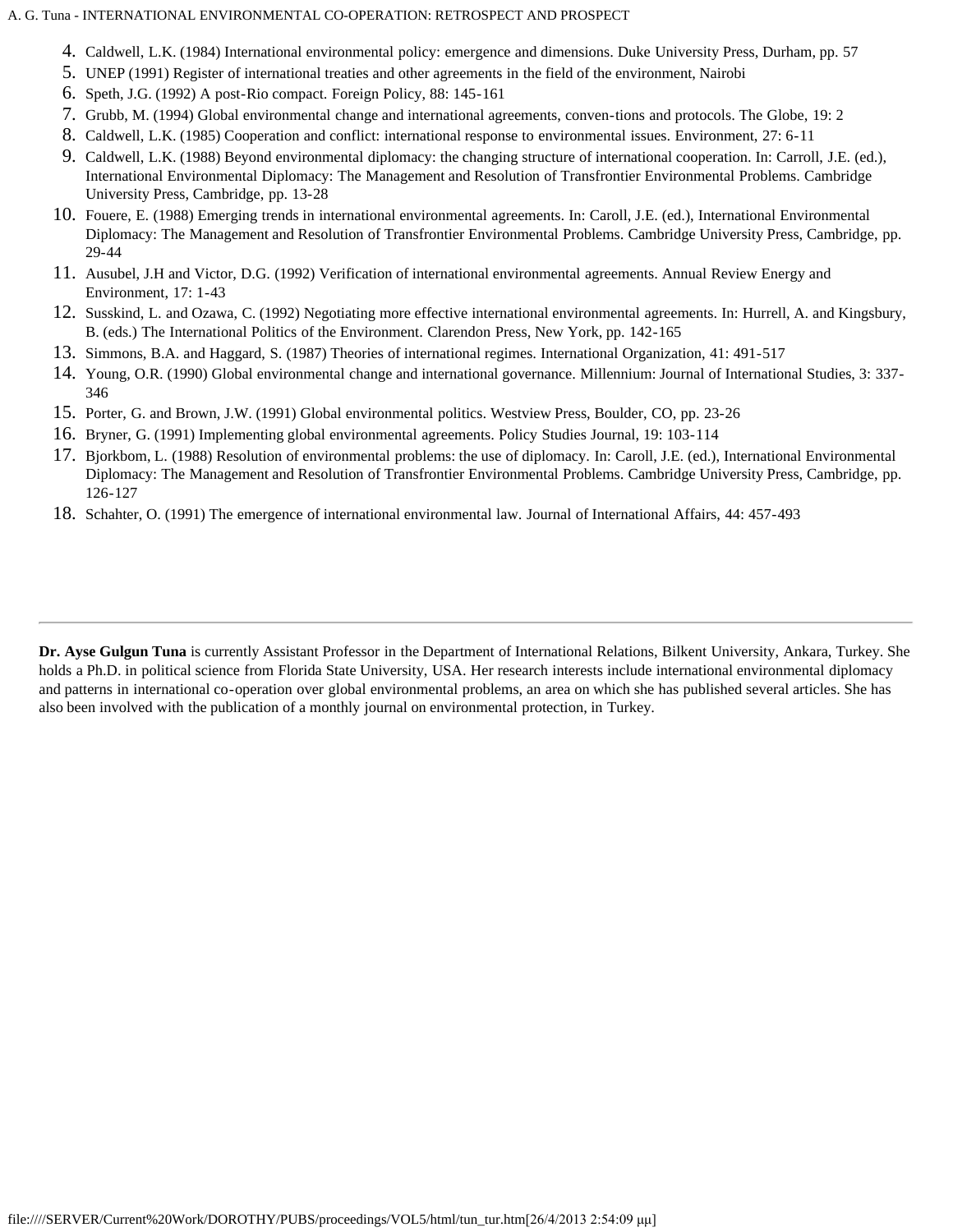4. Caldwell, L.K. (1984) International environmental policy: emergence and dimensions. Duke University Press, Durham, pp. 57
5. UNEP (1991) Register of international treaties and other agreements in the field of the environment, Nairobi
6. Speth, J.G. (1992) A post-Rio compact. Foreign Policy, 88: 145-161
7. Grubb, M. (1994) Global environmental change and international agreements, conven-tions and protocols. The Globe, 19: 2
8. Caldwell, L.K. (1985) Cooperation and conflict: international response to environmental issues. Environment, 27: 6-11
9. Caldwell, L.K. (1988) Beyond environmental diplomacy: the changing structure of international cooperation. In: Carroll, J.E. (ed.), International Environmental Diplomacy: The Management and Resolution of Transfrontier Environmental Problems. Cambridge University Press, Cambridge, pp. 13-28
10. Fouere, E. (1988) Emerging trends in international environmental agreements. In: Caroll, J.E. (ed.), International Environmental Diplomacy: The Management and Resolution of Transfrontier Environmental Problems. Cambridge University Press, Cambridge, pp. 29-44
11. Ausubel, J.H and Victor, D.G. (1992) Verification of international environmental agreements. Annual Review Energy and Environment, 17: 1-43
12. Susskind, L. and Ozawa, C. (1992) Negotiating more effective international environmental agreements. In: Hurrell, A. and Kingsbury, B. (eds.) The International Politics of the Environment. Clarendon Press, New York, pp. 142-165
13. Simmons, B.A. and Haggard, S. (1987) Theories of international regimes. International Organization, 41: 491-517
14. Young, O.R. (1990) Global environmental change and international governance. Millennium: Journal of International Studies, 3: 337-346
15. Porter, G. and Brown, J.W. (1991) Global environmental politics. Westview Press, Boulder, CO, pp. 23-26
16. Bryner, G. (1991) Implementing global environmental agreements. Policy Studies Journal, 19: 103-114
17. Bjorkbom, L. (1988) Resolution of environmental problems: the use of diplomacy. In: Caroll, J.E. (ed.), International Environmental Diplomacy: The Management and Resolution of Transfrontier Environmental Problems. Cambridge University Press, Cambridge, pp. 126-127
18. Schahter, O. (1991) The emergence of international environmental law. Journal of International Affairs, 44: 457-493

---

**Dr. Ayse Gulgun Tuna** is currently Assistant Professor in the Department of International Relations, Bilkent University, Ankara, Turkey. She holds a Ph.D. in political science from Florida State University, USA. Her research interests include international environmental diplomacy and patterns in international co-operation over global environmental problems, an area on which she has published several articles. She has also been involved with the publication of a monthly journal on environmental protection, in Turkey.